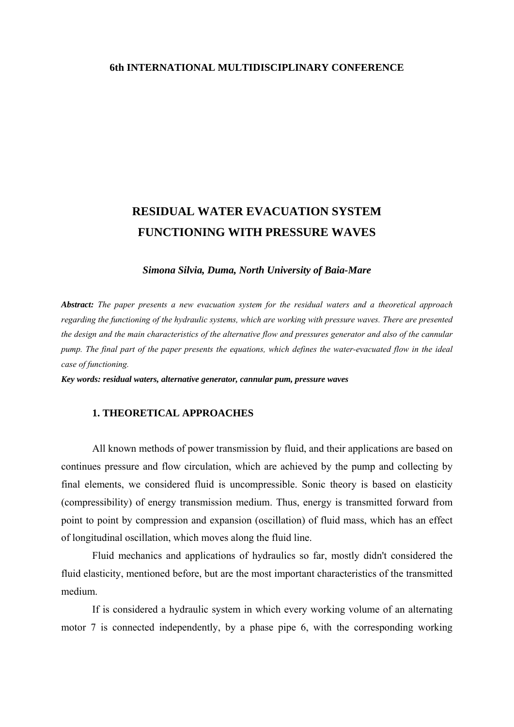**6th INTERNATIONAL MULTIDISCIPLINARY CONFERENCE**

# RESIDUAL WATER EVACUATION SYSTEM FUNCTIONING WITH PRESSURE WAVES

***Simona Silvia, Duma, North University of Baia-Mare***

***Abstract:*** *The paper presents a new evacuation system for the residual waters and a theoretical approach regarding the functioning of the hydraulic systems, which are working with pressure waves. There are presented the design and the main characteristics of the alternative flow and pressures generator and also of the cannular pump. The final part of the paper presents the equations, which defines the water-evacuated flow in the ideal case of functioning.*

***Key words: residual waters, alternative generator, cannular pum, pressure waves***

## 1. THEORETICAL APPROACHES

All known methods of power transmission by fluid, and their applications are based on continues pressure and flow circulation, which are achieved by the pump and collecting by final elements, we considered fluid is uncompressible. Sonic theory is based on elasticity (compressibility) of energy transmission medium. Thus, energy is transmitted forward from point to point by compression and expansion (oscillation) of fluid mass, which has an effect of longitudinal oscillation, which moves along the fluid line.

Fluid mechanics and applications of hydraulics so far, mostly didn't considered the fluid elasticity, mentioned before, but are the most important characteristics of the transmitted medium.

If is considered a hydraulic system in which every working volume of an alternating motor 7 is connected independently, by a phase pipe 6, with the corresponding working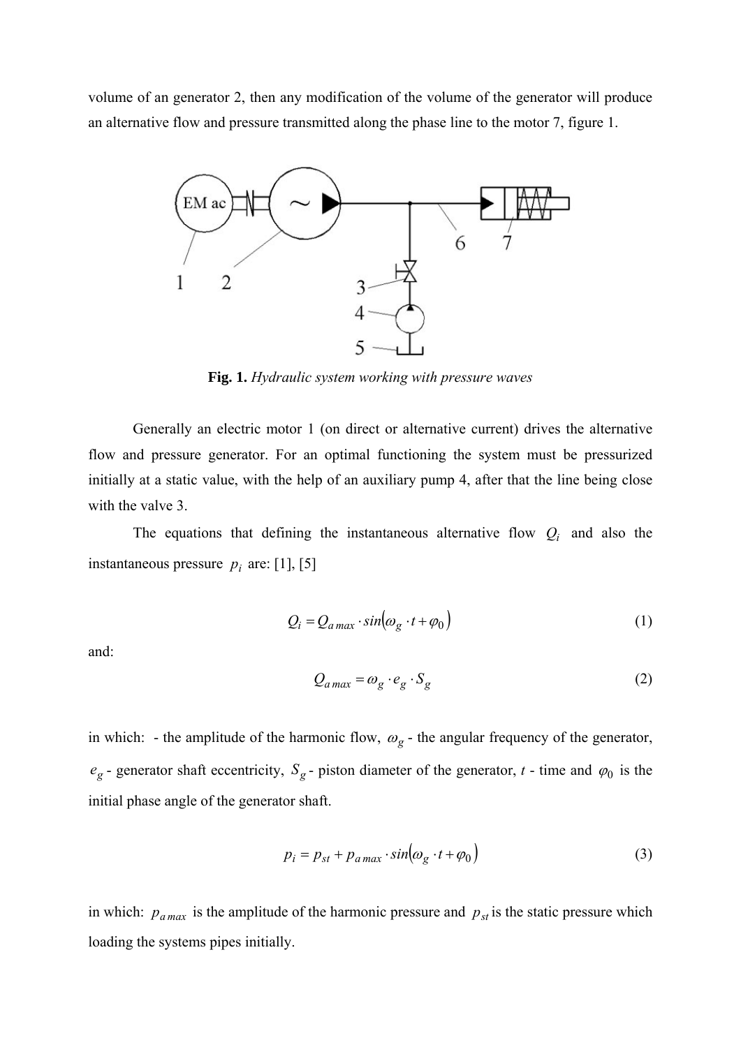volume of an generator 2, then any modification of the volume of the generator will produce an alternative flow and pressure transmitted along the phase line to the motor 7, figure 1.

**Fig. 1.** *Hydraulic system working with pressure waves*

Generally an electric motor 1 (on direct or alternative current) drives the alternative flow and pressure generator. For an optimal functioning the system must be pressurized initially at a static value, with the help of an auxiliary pump 4, after that the line being close with the valve 3.

The equations that defining the instantaneous alternative flow $Q_i$ and also the instantaneous pressure $p_i$ are: [1], [5]

$$Q_i = Q_{a\,max} \cdot sin(\omega_g \cdot t + \varphi_0) \tag{1}$$

and:

$$Q_{a\,max} = \omega_g \cdot e_g \cdot S_g \tag{2}$$

in which: - the amplitude of the harmonic flow, $\omega_g$ - the angular frequency of the generator, $e_g$ - generator shaft eccentricity, $S_g$ - piston diameter of the generator, *t* - time and $\varphi_0$ is the initial phase angle of the generator shaft.

$$p_i = p_{st} + p_{a\,max} \cdot sin(\omega_g \cdot t + \varphi_0) \tag{3}$$

in which: $p_{a\,max}$ is the amplitude of the harmonic pressure and $p_{st}$ is the static pressure which loading the systems pipes initially.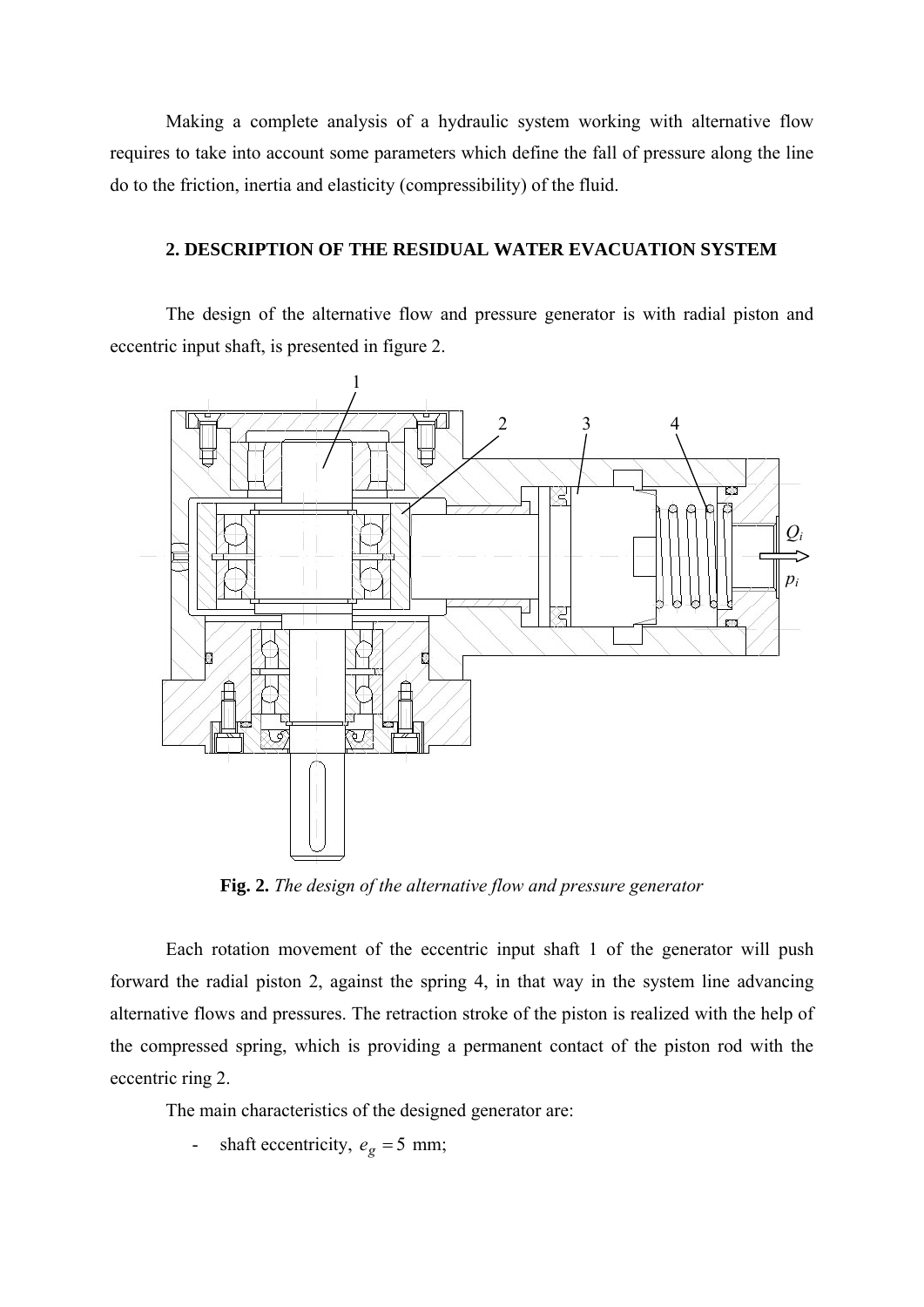Making a complete analysis of a hydraulic system working with alternative flow requires to take into account some parameters which define the fall of pressure along the line do to the friction, inertia and elasticity (compressibility) of the fluid.

## 2. DESCRIPTION OF THE RESIDUAL WATER EVACUATION SYSTEM

The design of the alternative flow and pressure generator is with radial piston and eccentric input shaft, is presented in figure 2.

**Fig. 2.** *The design of the alternative flow and pressure generator*

Each rotation movement of the eccentric input shaft 1 of the generator will push forward the radial piston 2, against the spring 4, in that way in the system line advancing alternative flows and pressures. The retraction stroke of the piston is realized with the help of the compressed spring, which is providing a permanent contact of the piston rod with the eccentric ring 2.

The main characteristics of the designed generator are:

- shaft eccentricity, $e_g = 5$ mm;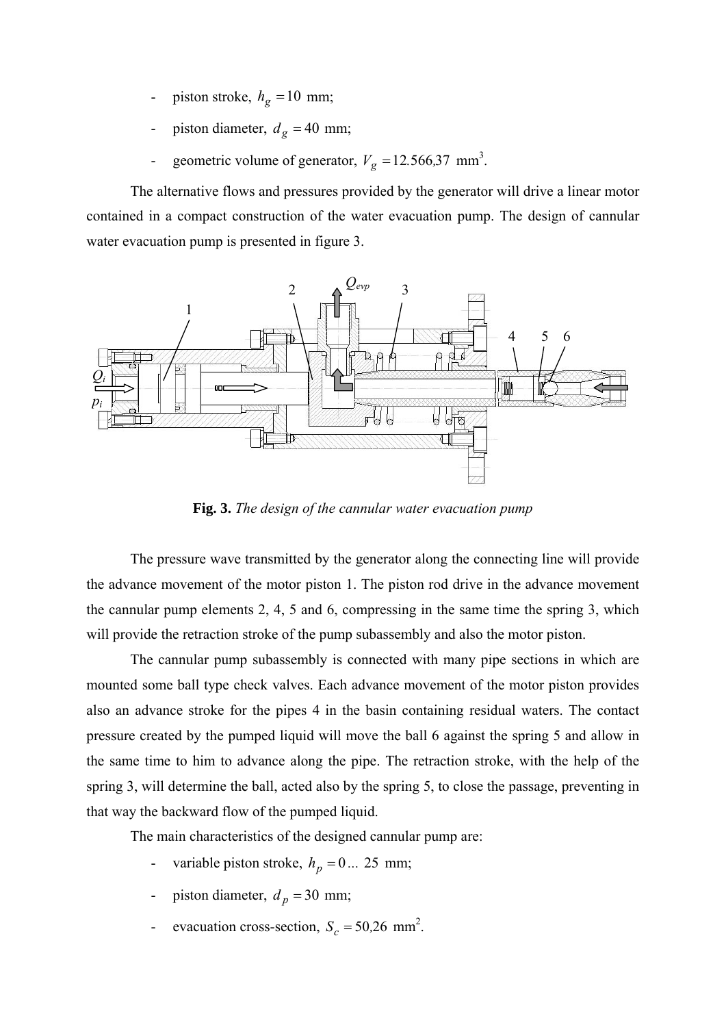- piston stroke, $h_g = 10$ mm;
- piston diameter, $d_g = 40$ mm;
- geometric volume of generator, $V_g = 12.566{,}37$ mm$^3$.

The alternative flows and pressures provided by the generator will drive a linear motor contained in a compact construction of the water evacuation pump. The design of cannular water evacuation pump is presented in figure 3.

**Fig. 3.** *The design of the cannular water evacuation pump*

The pressure wave transmitted by the generator along the connecting line will provide the advance movement of the motor piston 1. The piston rod drive in the advance movement the cannular pump elements 2, 4, 5 and 6, compressing in the same time the spring 3, which will provide the retraction stroke of the pump subassembly and also the motor piston.

The cannular pump subassembly is connected with many pipe sections in which are mounted some ball type check valves. Each advance movement of the motor piston provides also an advance stroke for the pipes 4 in the basin containing residual waters. The contact pressure created by the pumped liquid will move the ball 6 against the spring 5 and allow in the same time to him to advance along the pipe. The retraction stroke, with the help of the spring 3, will determine the ball, acted also by the spring 5, to close the passage, preventing in that way the backward flow of the pumped liquid.

The main characteristics of the designed cannular pump are:

- variable piston stroke, $h_p = 0 \ldots 25$ mm;
- piston diameter, $d_p = 30$ mm;
- evacuation cross-section, $S_c = 50{,}26$ mm$^2$.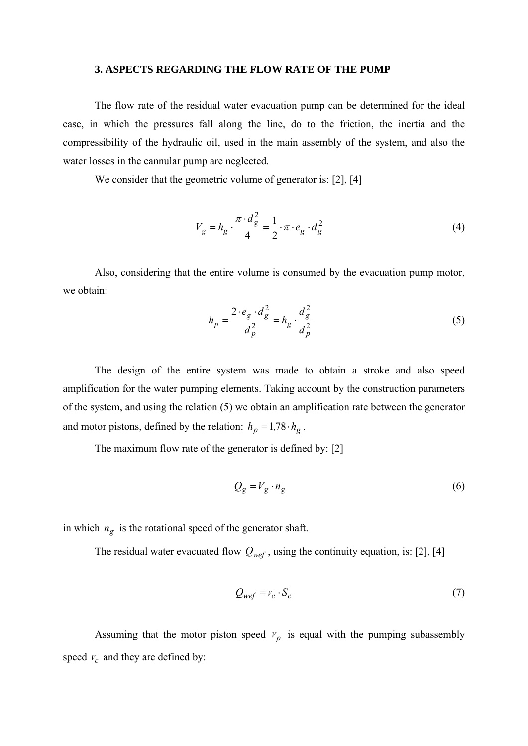### 3. ASPECTS REGARDING THE FLOW RATE OF THE PUMP

The flow rate of the residual water evacuation pump can be determined for the ideal case, in which the pressures fall along the line, do to the friction, the inertia and the compressibility of the hydraulic oil, used in the main assembly of the system, and also the water losses in the cannular pump are neglected.

We consider that the geometric volume of generator is: [2], [4]

$$V_g = h_g \cdot \frac{\pi \cdot d_g^2}{4} = \frac{1}{2} \cdot \pi \cdot e_g \cdot d_g^2 \tag{4}$$

Also, considering that the entire volume is consumed by the evacuation pump motor, we obtain:

$$h_p = \frac{2 \cdot e_g \cdot d_g^2}{d_p^2} = h_g \cdot \frac{d_g^2}{d_p^2} \tag{5}$$

The design of the entire system was made to obtain a stroke and also speed amplification for the water pumping elements. Taking account by the construction parameters of the system, and using the relation (5) we obtain an amplification rate between the generator and motor pistons, defined by the relation: $h_p = 1{,}78 \cdot h_g$.

The maximum flow rate of the generator is defined by: [2]

$$Q_g = V_g \cdot n_g \tag{6}$$

in which $n_g$ is the rotational speed of the generator shaft.

The residual water evacuated flow $Q_{wef}$, using the continuity equation, is: [2], [4]

$$Q_{wef} = v_c \cdot S_c \tag{7}$$

Assuming that the motor piston speed $v_p$ is equal with the pumping subassembly speed $v_c$ and they are defined by: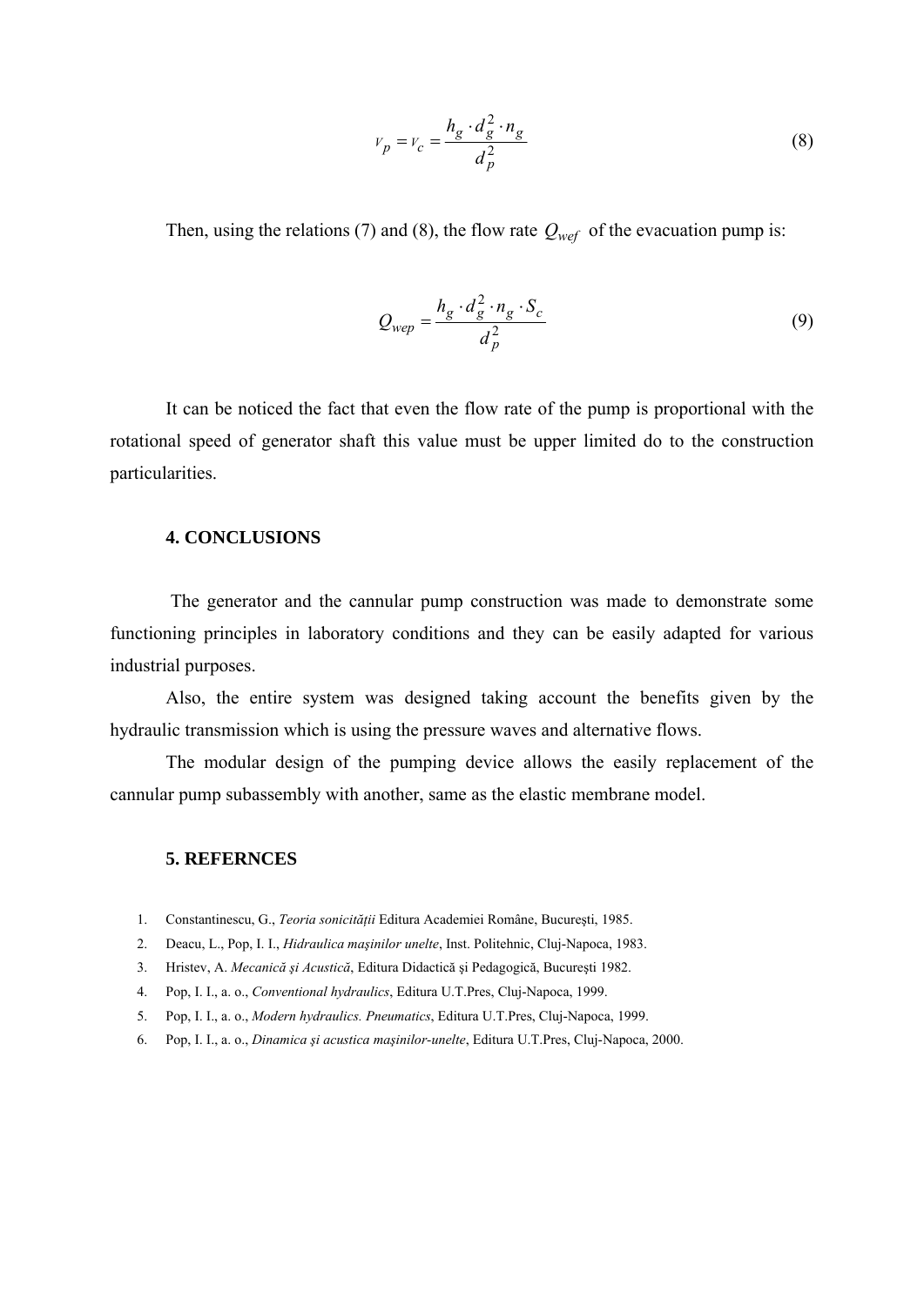$$v_p = v_c = \frac{h_g \cdot d_g^2 \cdot n_g}{d_p^2} \tag{8}$$

Then, using the relations (7) and (8), the flow rate $Q_{wef}$ of the evacuation pump is:

$$Q_{wep} = \frac{h_g \cdot d_g^2 \cdot n_g \cdot S_c}{d_p^2} \tag{9}$$

It can be noticed the fact that even the flow rate of the pump is proportional with the rotational speed of generator shaft this value must be upper limited do to the construction particularities.

## 4. CONCLUSIONS

The generator and the cannular pump construction was made to demonstrate some functioning principles in laboratory conditions and they can be easily adapted for various industrial purposes.

Also, the entire system was designed taking account the benefits given by the hydraulic transmission which is using the pressure waves and alternative flows.

The modular design of the pumping device allows the easily replacement of the cannular pump subassembly with another, same as the elastic membrane model.

## 5. REFERNCES

1. Constantinescu, G., *Teoria sonicității* Editura Academiei Române, București, 1985.
2. Deacu, L., Pop, I. I., *Hidraulica mașinilor unelte*, Inst. Politehnic, Cluj-Napoca, 1983.
3. Hristev, A. *Mecanică și Acustică*, Editura Didactică și Pedagogică, București 1982.
4. Pop, I. I., a. o., *Conventional hydraulics*, Editura U.T.Pres, Cluj-Napoca, 1999.
5. Pop, I. I., a. o., *Modern hydraulics. Pneumatics*, Editura U.T.Pres, Cluj-Napoca, 1999.
6. Pop, I. I., a. o., *Dinamica și acustica mașinilor-unelte*, Editura U.T.Pres, Cluj-Napoca, 2000.